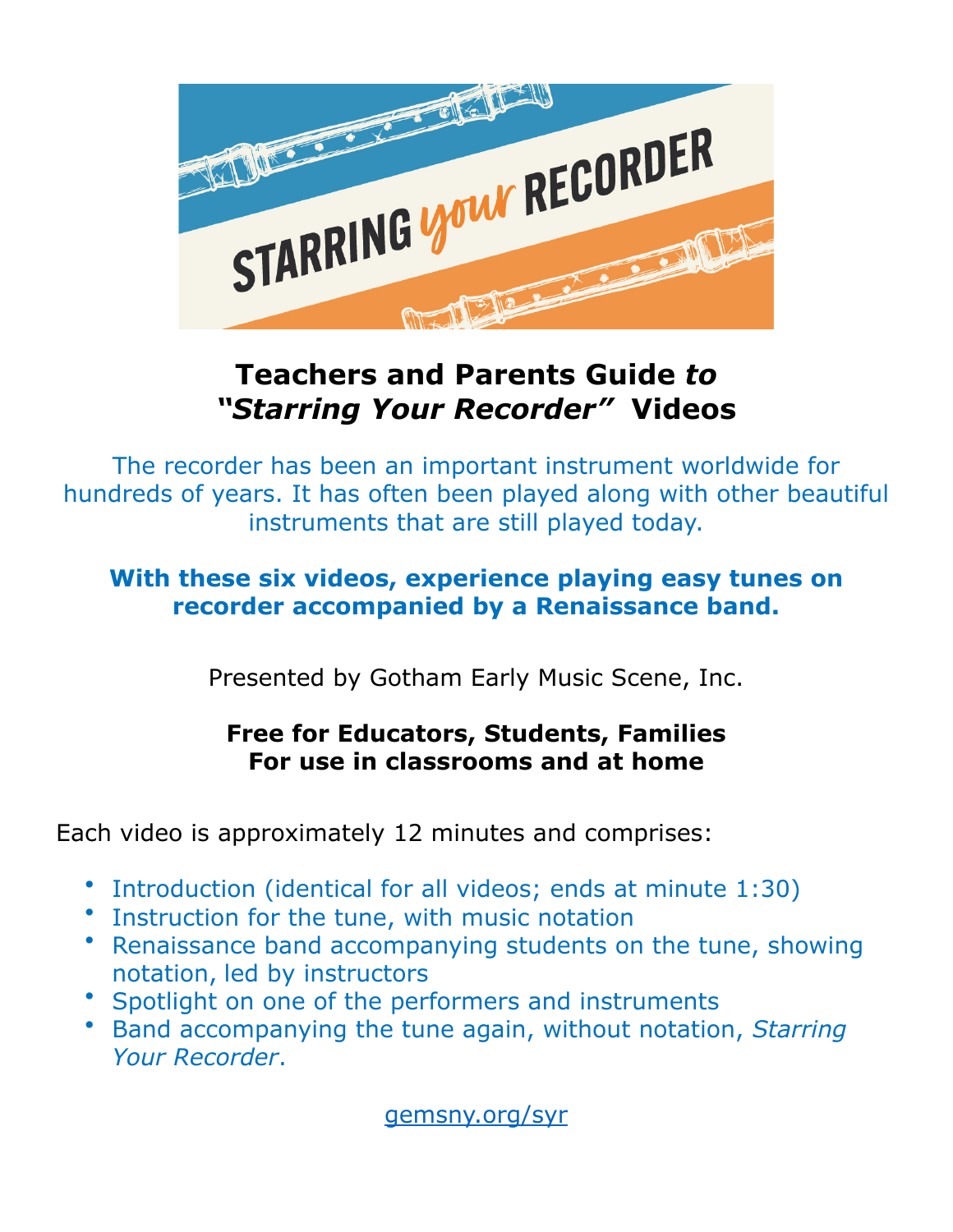STARRING *your* RECORDER

# Teachers and Parents Guide *to* *"Starring Your Recorder"* Videos

The recorder has been an important instrument worldwide for hundreds of years. It has often been played along with other beautiful instruments that are still played today.

**With these six videos, experience playing easy tunes on recorder accompanied by a Renaissance band.**

Presented by Gotham Early Music Scene, Inc.

**Free for Educators, Students, Families**
**For use in classrooms and at home**

Each video is approximately 12 minutes and comprises:

- Introduction (identical for all videos; ends at minute 1:30)
- Instruction for the tune, with music notation
- Renaissance band accompanying students on the tune, showing notation, led by instructors
- Spotlight on one of the performers and instruments
- Band accompanying the tune again, without notation, *Starring Your Recorder*.

gemsny.org/syr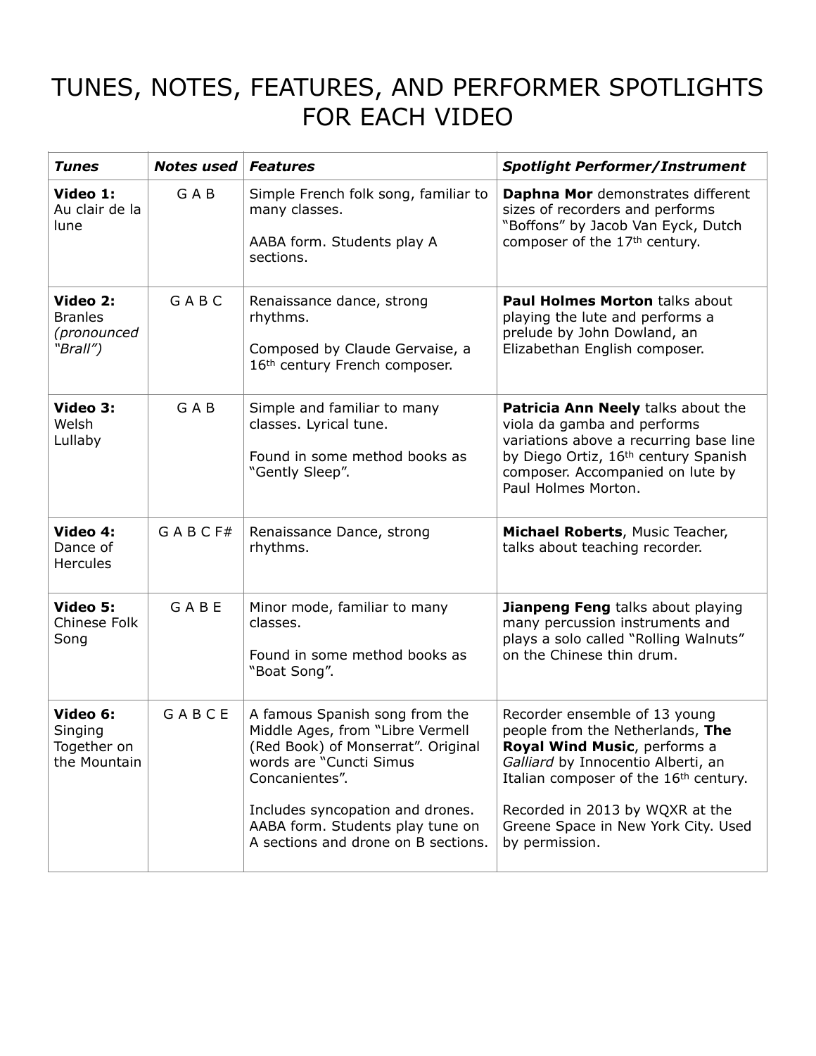# TUNES, NOTES, FEATURES, AND PERFORMER SPOTLIGHTS FOR EACH VIDEO

| ***Tunes*** | ***Notes used*** | ***Features*** | ***Spotlight Performer/Instrument*** |
|---|---|---|---|
| **Video 1:** Au clair de la lune | G A B | Simple French folk song, familiar to many classes.<br><br>AABA form. Students play A sections. | **Daphna Mor** demonstrates different sizes of recorders and performs "Boffons" by Jacob Van Eyck, Dutch composer of the 17th century. |
| **Video 2:** Branles *(pronounced "Brall")* | G A B C | Renaissance dance, strong rhythms.<br><br>Composed by Claude Gervaise, a 16th century French composer. | **Paul Holmes Morton** talks about playing the lute and performs a prelude by John Dowland, an Elizabethan English composer. |
| **Video 3:** Welsh Lullaby | G A B | Simple and familiar to many classes. Lyrical tune.<br><br>Found in some method books as "Gently Sleep". | **Patricia Ann Neely** talks about the viola da gamba and performs variations above a recurring base line by Diego Ortiz, 16th century Spanish composer. Accompanied on lute by Paul Holmes Morton. |
| **Video 4:** Dance of Hercules | G A B C F# | Renaissance Dance, strong rhythms. | **Michael Roberts**, Music Teacher, talks about teaching recorder. |
| **Video 5:** Chinese Folk Song | G A B E | Minor mode, familiar to many classes.<br><br>Found in some method books as "Boat Song". | **Jianpeng Feng** talks about playing many percussion instruments and plays a solo called "Rolling Walnuts" on the Chinese thin drum. |
| **Video 6:** Singing Together on the Mountain | G A B C E | A famous Spanish song from the Middle Ages, from "Libre Vermell (Red Book) of Monserrat". Original words are "Cuncti Simus Concanientes".<br><br>Includes syncopation and drones. AABA form. Students play tune on A sections and drone on B sections. | Recorder ensemble of 13 young people from the Netherlands, **The Royal Wind Music**, performs a *Galliard* by Innocentio Alberti, an Italian composer of the 16th century.<br><br>Recorded in 2013 by WQXR at the Greene Space in New York City. Used by permission. |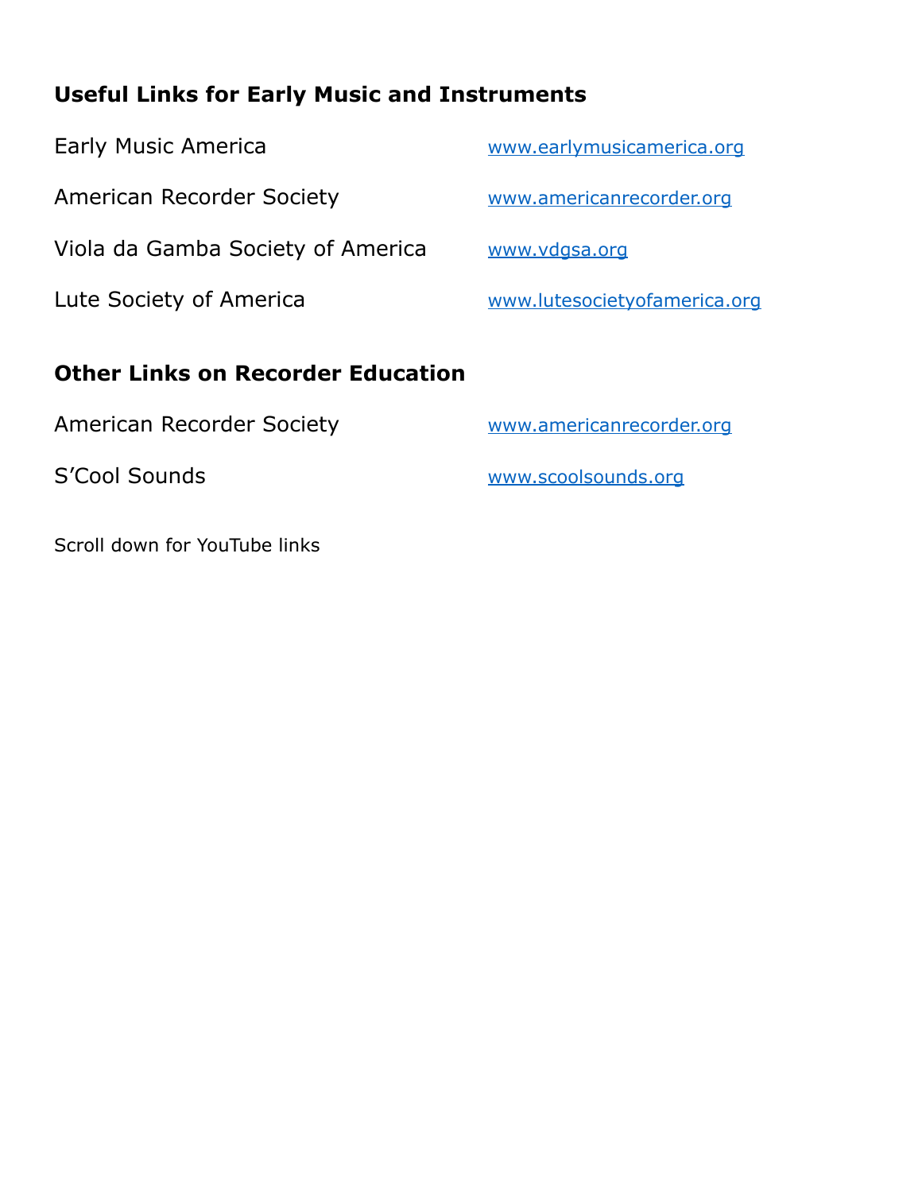## Useful Links for Early Music and Instruments

| | |
|---|---|
| Early Music America | www.earlymusicamerica.org |
| American Recorder Society | www.americanrecorder.org |
| Viola da Gamba Society of America | www.vdgsa.org |
| Lute Society of America | www.lutesocietyofamerica.org |

## Other Links on Recorder Education

| | |
|---|---|
| American Recorder Society | www.americanrecorder.org |
| S'Cool Sounds | www.scoolsounds.org |

Scroll down for YouTube links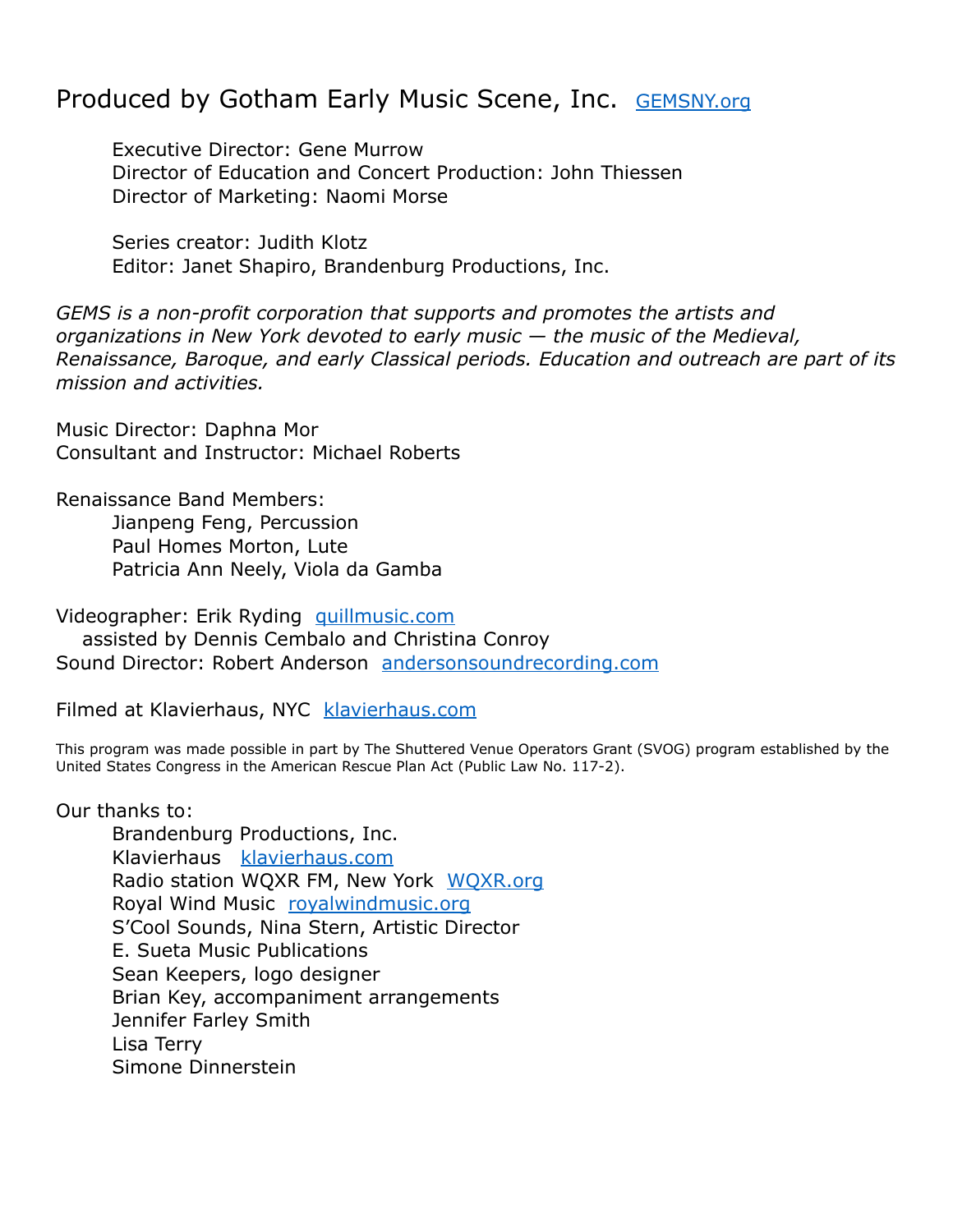# Produced by Gotham Early Music Scene, Inc. [GEMSNY.org](GEMSNY.org)

Executive Director: Gene Murrow
Director of Education and Concert Production: John Thiessen
Director of Marketing: Naomi Morse

Series creator: Judith Klotz
Editor: Janet Shapiro, Brandenburg Productions, Inc.

*GEMS is a non-profit corporation that supports and promotes the artists and organizations in New York devoted to early music — the music of the Medieval, Renaissance, Baroque, and early Classical periods. Education and outreach are part of its mission and activities.*

Music Director: Daphna Mor
Consultant and Instructor: Michael Roberts

Renaissance Band Members:
- Jianpeng Feng, Percussion
- Paul Homes Morton, Lute
- Patricia Ann Neely, Viola da Gamba

Videographer: Erik Ryding [quillmusic.com](quillmusic.com)
assisted by Dennis Cembalo and Christina Conroy
Sound Director: Robert Anderson [andersonsoundrecording.com](andersonsoundrecording.com)

Filmed at Klavierhaus, NYC [klavierhaus.com](klavierhaus.com)

This program was made possible in part by The Shuttered Venue Operators Grant (SVOG) program established by the United States Congress in the American Rescue Plan Act (Public Law No. 117-2).

Our thanks to:
- Brandenburg Productions, Inc.
- Klavierhaus [klavierhaus.com](klavierhaus.com)
- Radio station WQXR FM, New York [WQXR.org](WQXR.org)
- Royal Wind Music [royalwindmusic.org](royalwindmusic.org)
- S'Cool Sounds, Nina Stern, Artistic Director
- E. Sueta Music Publications
- Sean Keepers, logo designer
- Brian Key, accompaniment arrangements
- Jennifer Farley Smith
- Lisa Terry
- Simone Dinnerstein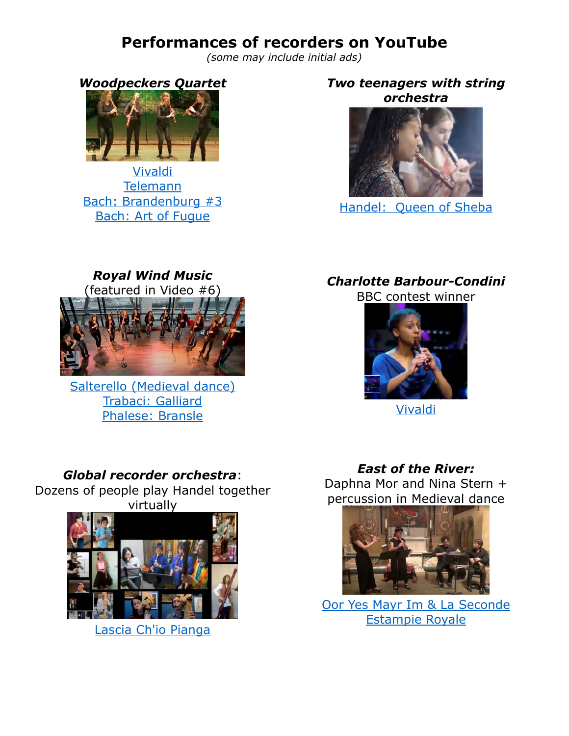# Performances of recorders on YouTube

*(some may include initial ads)*

***Woodpeckers Quartet***

Vivaldi
Telemann
Bach: Brandenburg #3
Bach: Art of Fugue

***Two teenagers with string orchestra***

Handel: Queen of Sheba

***Royal Wind Music***
(featured in Video #6)

Salterello (Medieval dance)
Trabaci: Galliard
Phalese: Bransle

***Charlotte Barbour-Condini***
BBC contest winner

Vivaldi

***Global recorder orchestra***:
Dozens of people play Handel together virtually

Lascia Ch'io Pianga

***East of the River:***
Daphna Mor and Nina Stern + percussion in Medieval dance

Oor Yes Mayr Im & La Seconde Estampie Royale